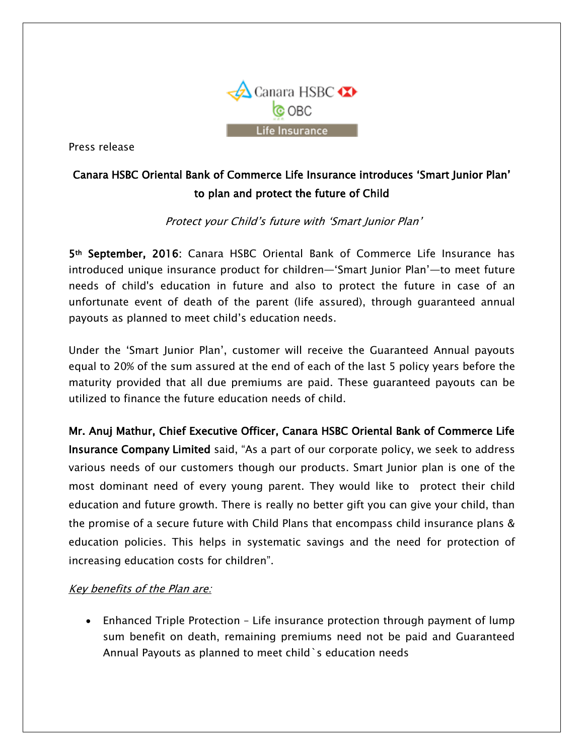Press release

# Canara HSBC Oriental Bank of Commerce Life Insurance introduces 'Smart Junior Plan' to plan and protect the future of Child

*Protect your Child's future with 'Smart Junior Plan'*

**5th September, 2016**: Canara HSBC Oriental Bank of Commerce Life Insurance has introduced unique insurance product for children—'Smart Junior Plan'—to meet future needs of child's education in future and also to protect the future in case of an unfortunate event of death of the parent (life assured), through guaranteed annual payouts as planned to meet child's education needs.

Under the 'Smart Junior Plan', customer will receive the Guaranteed Annual payouts equal to 20% of the sum assured at the end of each of the last 5 policy years before the maturity provided that all due premiums are paid. These guaranteed payouts can be utilized to finance the future education needs of child.

**Mr. Anuj Mathur, Chief Executive Officer, Canara HSBC Oriental Bank of Commerce Life Insurance Company Limited** said, "As a part of our corporate policy, we seek to address various needs of our customers though our products. Smart Junior plan is one of the most dominant need of every young parent. They would like to protect their child education and future growth. There is really no better gift you can give your child, than the promise of a secure future with Child Plans that encompass child insurance plans & education policies. This helps in systematic savings and the need for protection of increasing education costs for children".

*Key benefits of the Plan are:*

- Enhanced Triple Protection – Life insurance protection through payment of lump sum benefit on death, remaining premiums need not be paid and Guaranteed Annual Payouts as planned to meet child`s education needs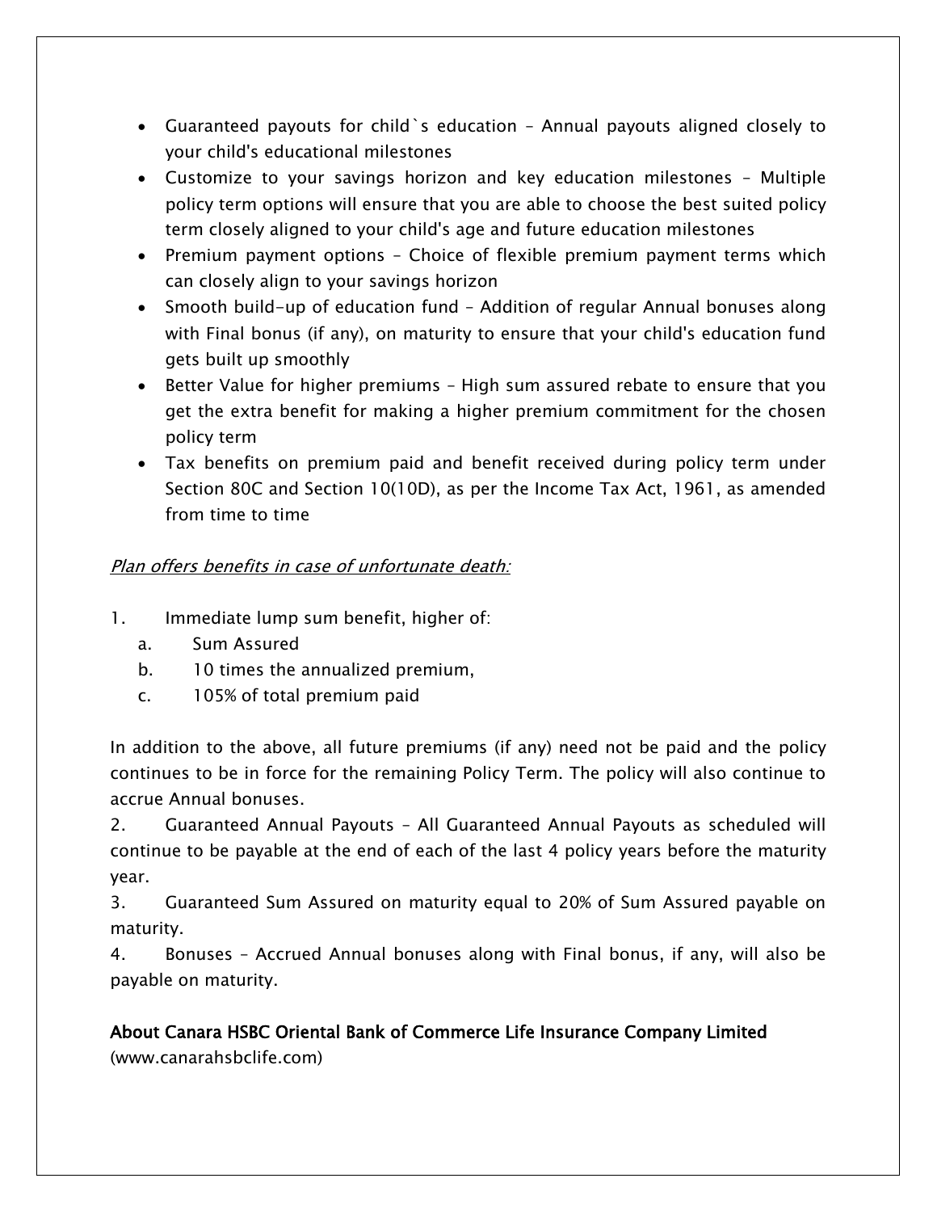- Guaranteed payouts for child`s education – Annual payouts aligned closely to your child's educational milestones
- Customize to your savings horizon and key education milestones – Multiple policy term options will ensure that you are able to choose the best suited policy term closely aligned to your child's age and future education milestones
- Premium payment options – Choice of flexible premium payment terms which can closely align to your savings horizon
- Smooth build-up of education fund – Addition of regular Annual bonuses along with Final bonus (if any), on maturity to ensure that your child's education fund gets built up smoothly
- Better Value for higher premiums – High sum assured rebate to ensure that you get the extra benefit for making a higher premium commitment for the chosen policy term
- Tax benefits on premium paid and benefit received during policy term under Section 80C and Section 10(10D), as per the Income Tax Act, 1961, as amended from time to time

*Plan offers benefits in case of unfortunate death:*

1. Immediate lump sum benefit, higher of:
   a. Sum Assured
   b. 10 times the annualized premium,
   c. 105% of total premium paid

In addition to the above, all future premiums (if any) need not be paid and the policy continues to be in force for the remaining Policy Term. The policy will also continue to accrue Annual bonuses.

2. Guaranteed Annual Payouts – All Guaranteed Annual Payouts as scheduled will continue to be payable at the end of each of the last 4 policy years before the maturity year.

3. Guaranteed Sum Assured on maturity equal to 20% of Sum Assured payable on maturity.

4. Bonuses – Accrued Annual bonuses along with Final bonus, if any, will also be payable on maturity.

**About Canara HSBC Oriental Bank of Commerce Life Insurance Company Limited**
(www.canarahsbclife.com)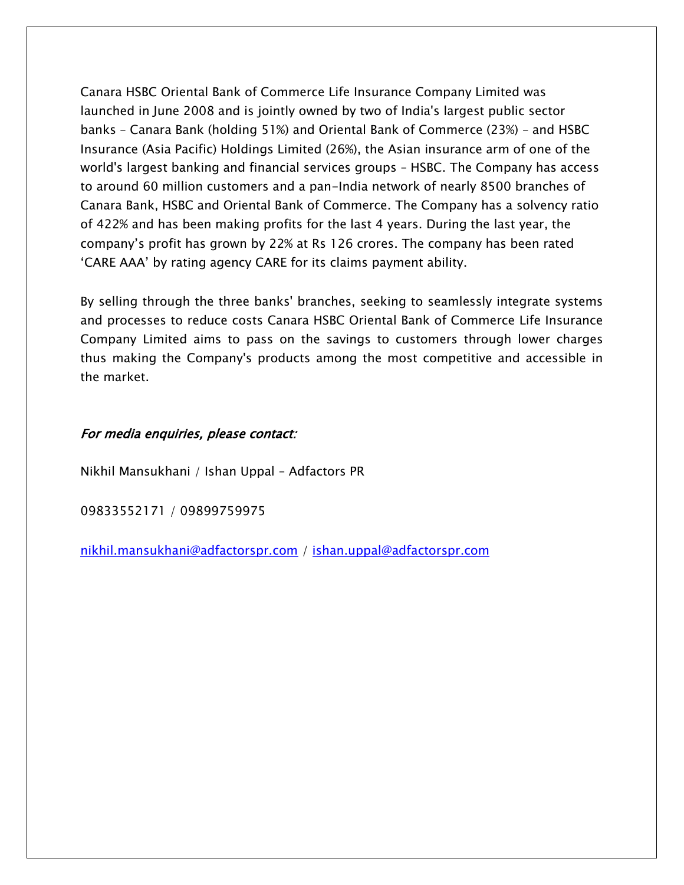Canara HSBC Oriental Bank of Commerce Life Insurance Company Limited was launched in June 2008 and is jointly owned by two of India's largest public sector banks – Canara Bank (holding 51%) and Oriental Bank of Commerce (23%) – and HSBC Insurance (Asia Pacific) Holdings Limited (26%), the Asian insurance arm of one of the world's largest banking and financial services groups – HSBC. The Company has access to around 60 million customers and a pan-India network of nearly 8500 branches of Canara Bank, HSBC and Oriental Bank of Commerce. The Company has a solvency ratio of 422% and has been making profits for the last 4 years. During the last year, the company's profit has grown by 22% at Rs 126 crores. The company has been rated 'CARE AAA' by rating agency CARE for its claims payment ability.

By selling through the three banks' branches, seeking to seamlessly integrate systems and processes to reduce costs Canara HSBC Oriental Bank of Commerce Life Insurance Company Limited aims to pass on the savings to customers through lower charges thus making the Company's products among the most competitive and accessible in the market.

*For media enquiries, please contact:*

Nikhil Mansukhani / Ishan Uppal – Adfactors PR

09833552171 / 09899759975

nikhil.mansukhani@adfactorspr.com / ishan.uppal@adfactorspr.com